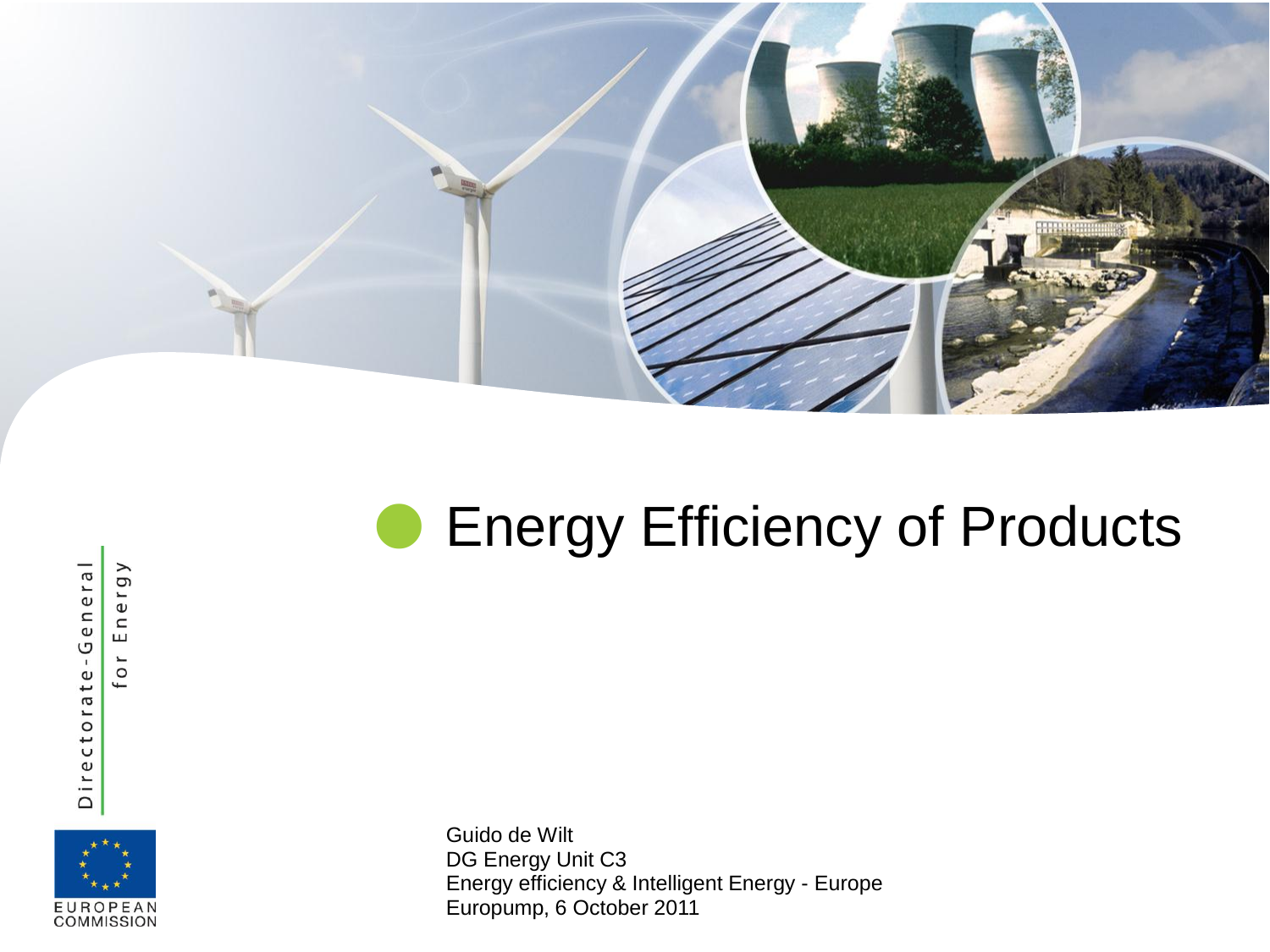# Energy Efficiency of Products

Guido de Wilt
DG Energy Unit C3
Energy efficiency & Intelligent Energy - Europe
Europump, 6 October 2011

Directorate-General for Energy

EUROPEAN COMMISSION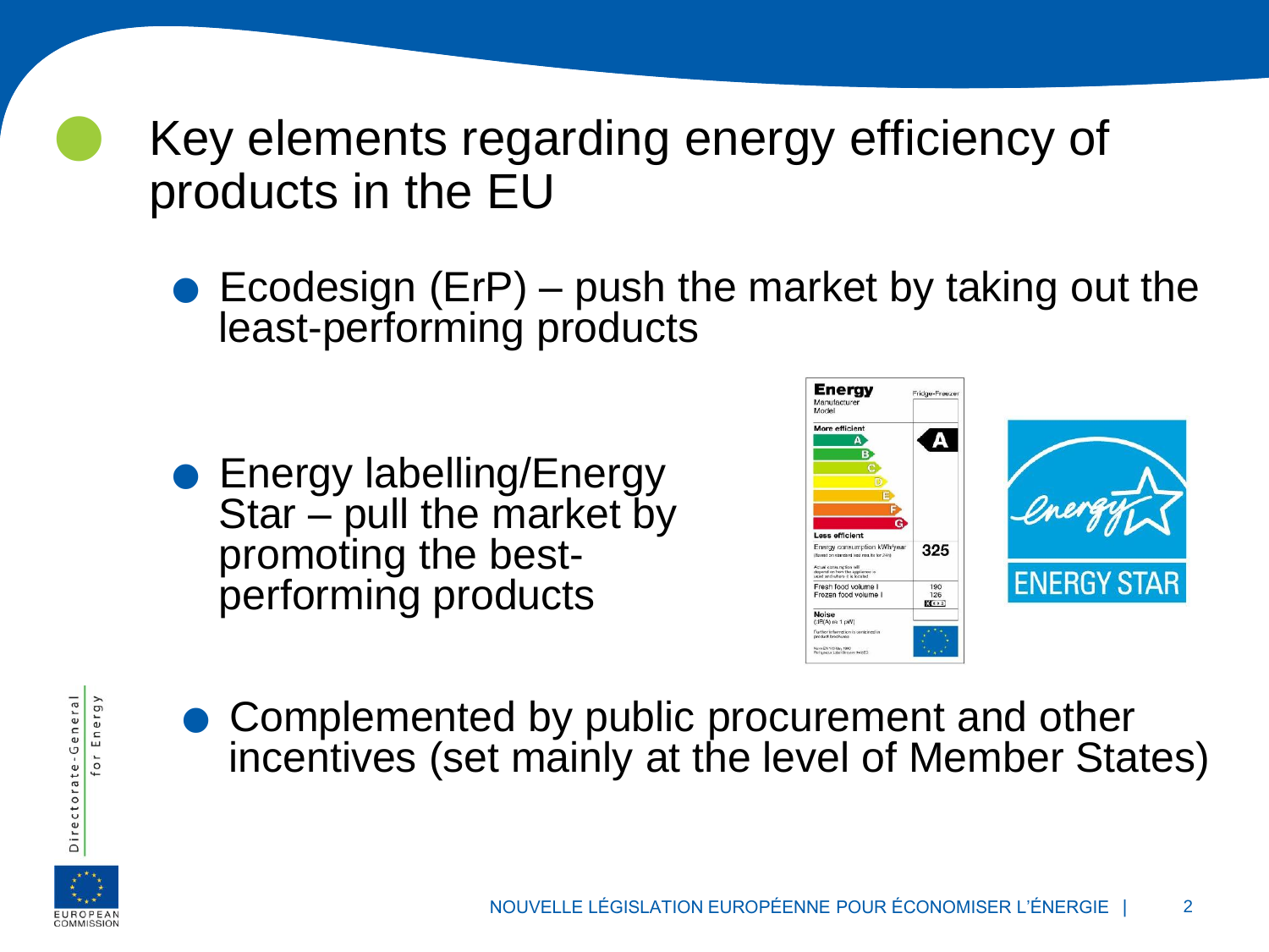# Key elements regarding energy efficiency of products in the EU

- Ecodesign (ErP) – push the market by taking out the least-performing products

- Energy labelling/Energy Star – pull the market by promoting the best-performing products

- Complemented by public procurement and other incentives (set mainly at the level of Member States)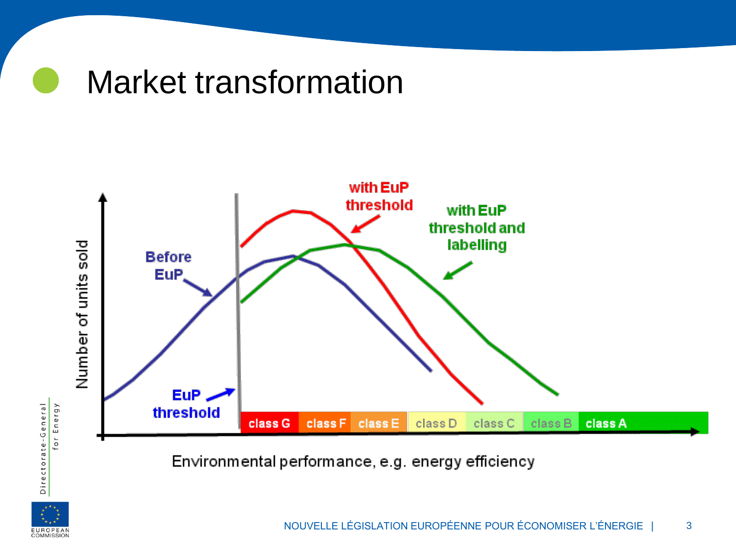# Market transformation

Number of units sold

Before EuP

with EuP threshold

with EuP threshold and labelling

EuP threshold

class G | class F | class E | class D | class C | class B | class A

Environmental performance, e.g. energy efficiency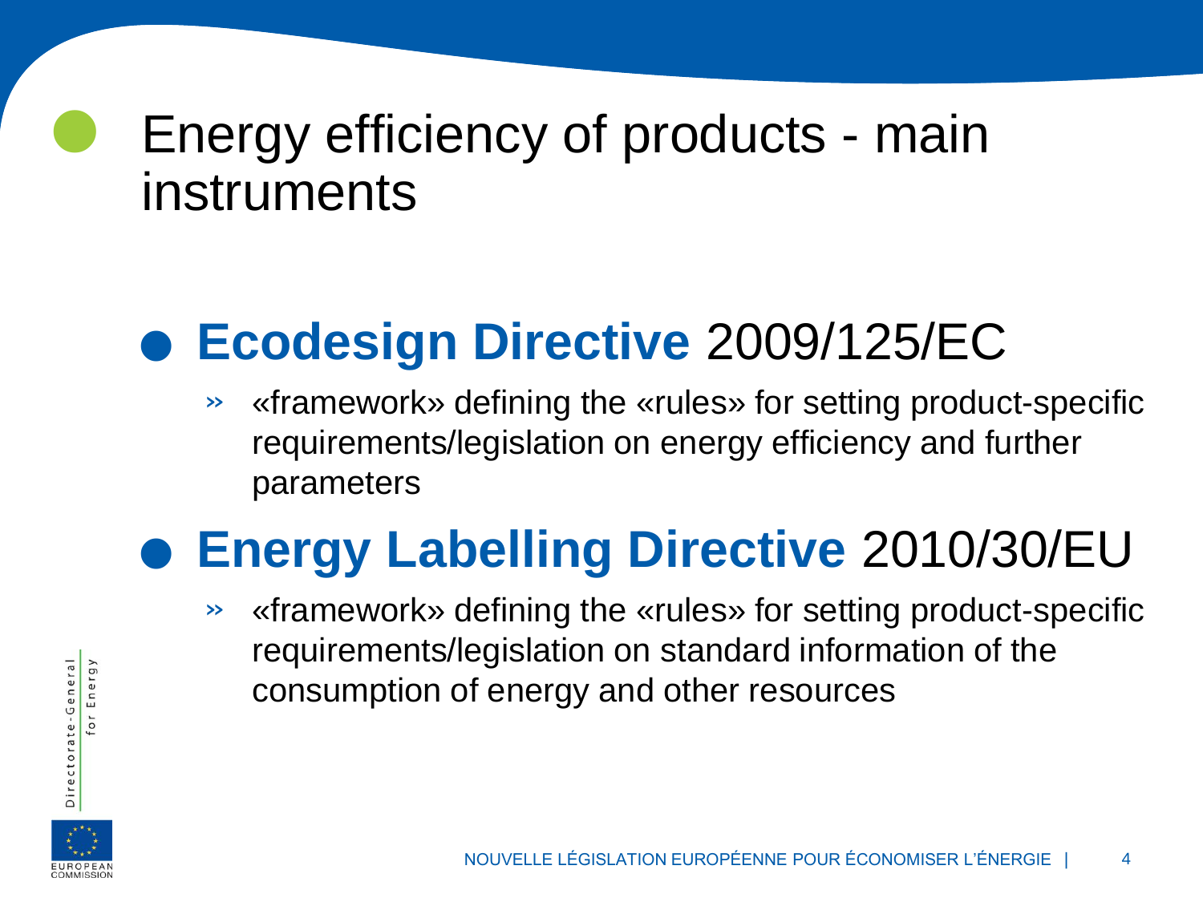# Energy efficiency of products - main instruments

- **Ecodesign Directive** 2009/125/EC
  - «framework» defining the «rules» for setting product-specific requirements/legislation on energy efficiency and further parameters
- **Energy Labelling Directive** 2010/30/EU
  - «framework» defining the «rules» for setting product-specific requirements/legislation on standard information of the consumption of energy and other resources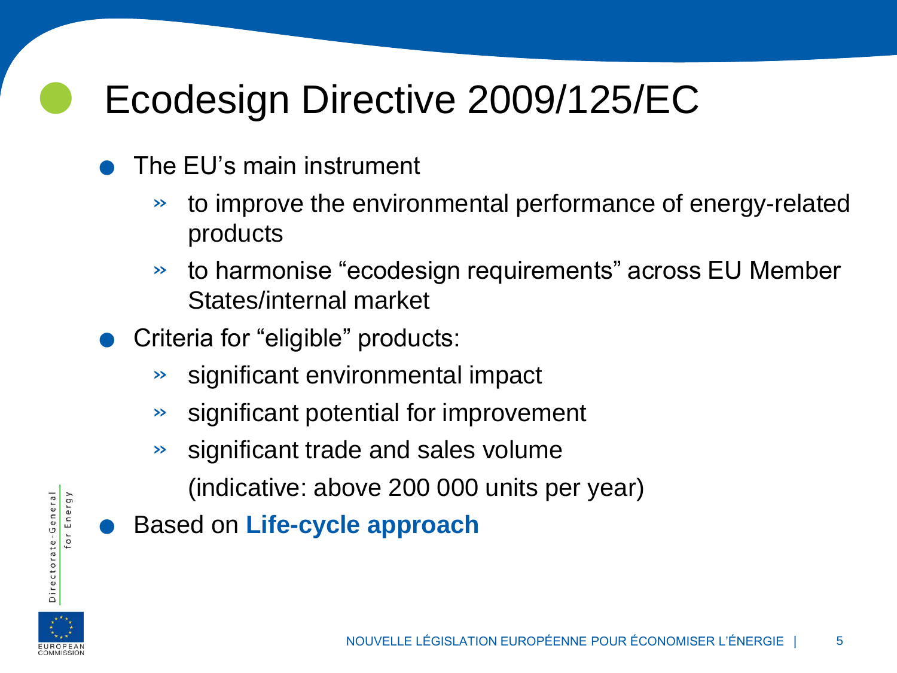# Ecodesign Directive 2009/125/EC

- The EU's main instrument
  - to improve the environmental performance of energy-related products
  - to harmonise "ecodesign requirements" across EU Member States/internal market
- Criteria for "eligible" products:
  - significant environmental impact
  - significant potential for improvement
  - significant trade and sales volume

    (indicative: above 200 000 units per year)
- Based on **Life-cycle approach**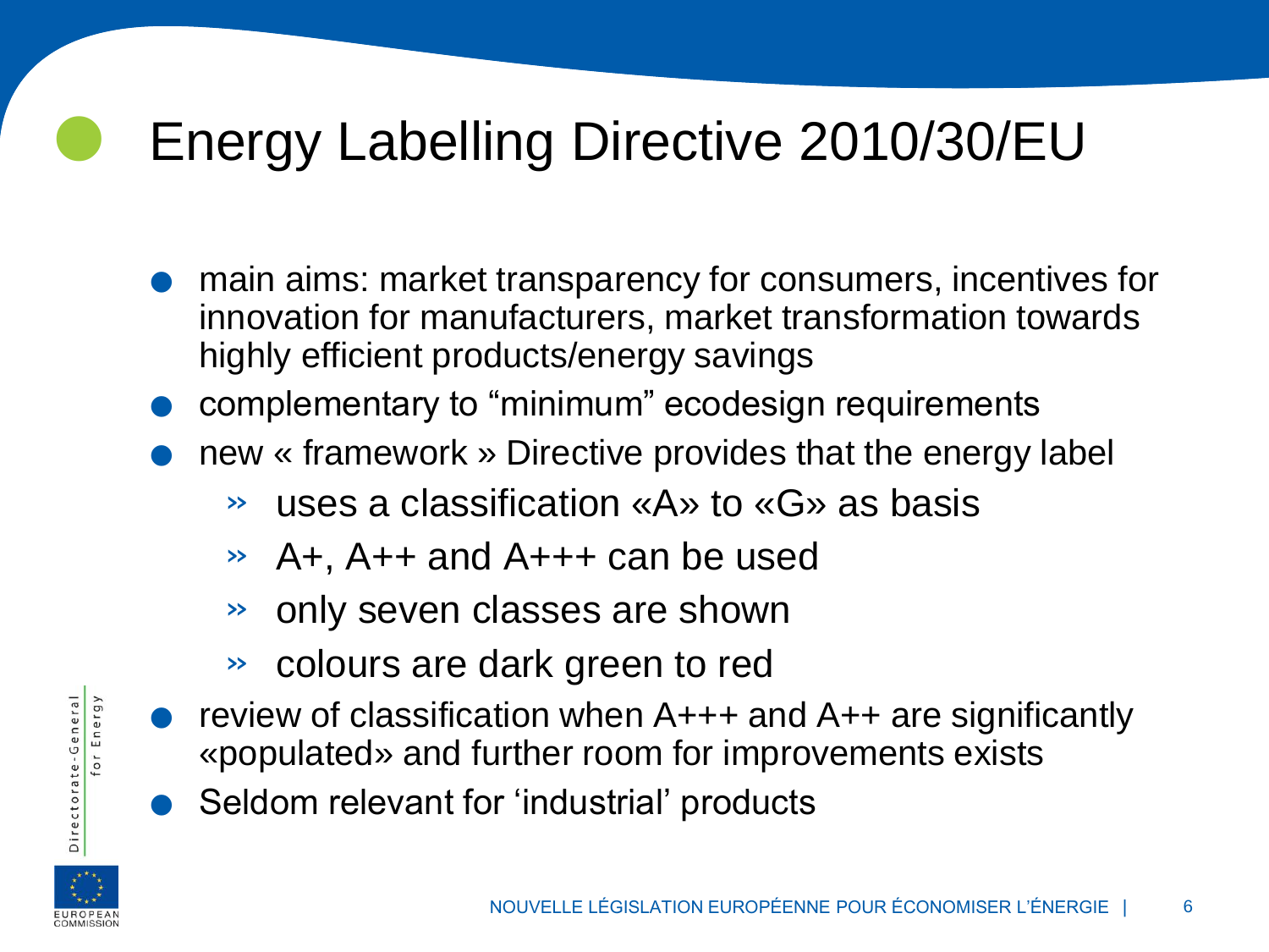# Energy Labelling Directive 2010/30/EU

- main aims: market transparency for consumers, incentives for innovation for manufacturers, market transformation towards highly efficient products/energy savings
- complementary to "minimum" ecodesign requirements
- new « framework » Directive provides that the energy label
  - uses a classification «A» to «G» as basis
  - A+, A++ and A+++ can be used
  - only seven classes are shown
  - colours are dark green to red
- review of classification when A+++ and A++ are significantly «populated» and further room for improvements exists
- Seldom relevant for 'industrial' products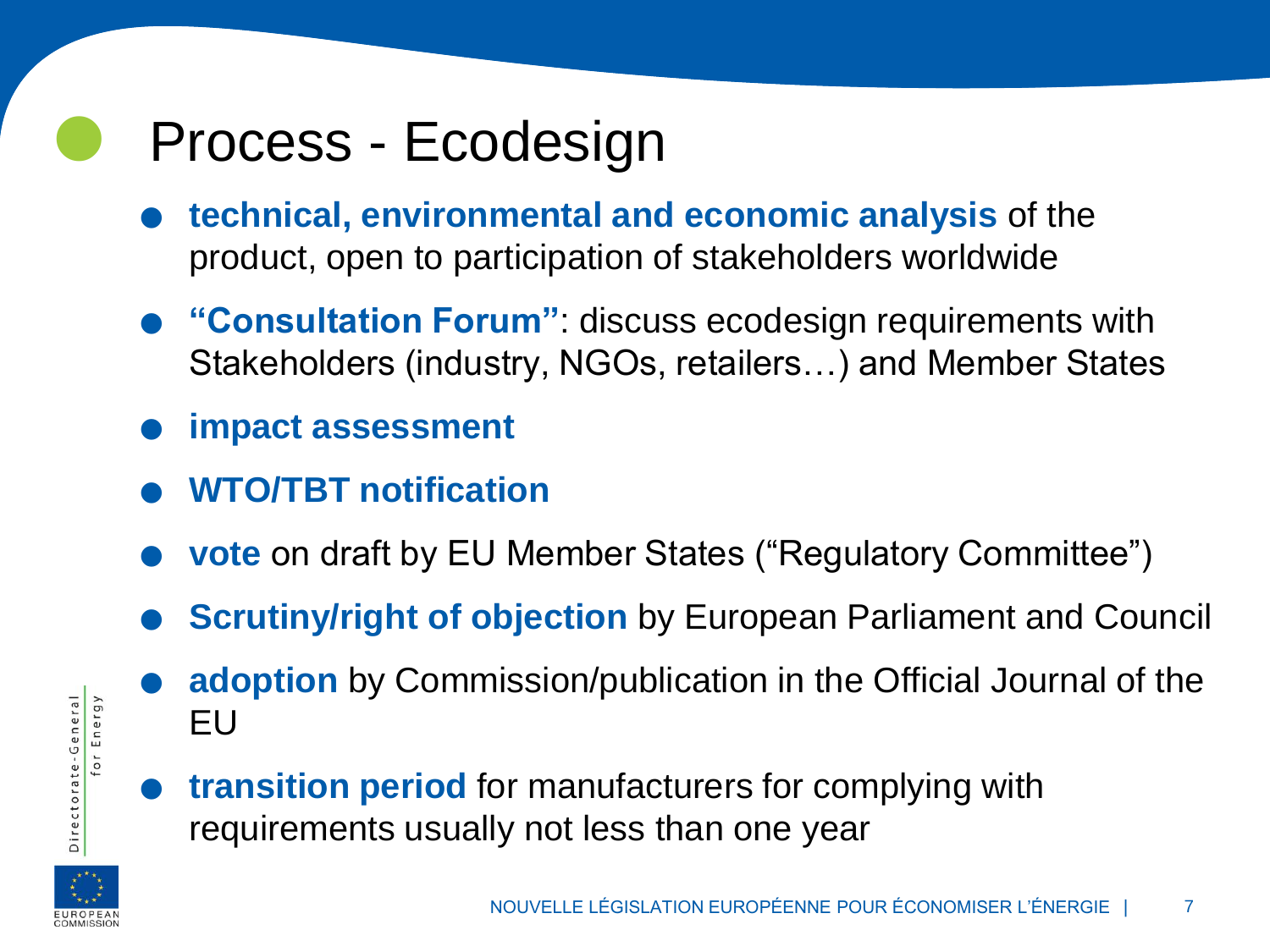# Process - Ecodesign

- **technical, environmental and economic analysis** of the product, open to participation of stakeholders worldwide
- **"Consultation Forum"**: discuss ecodesign requirements with Stakeholders (industry, NGOs, retailers…) and Member States
- **impact assessment**
- **WTO/TBT notification**
- **vote** on draft by EU Member States ("Regulatory Committee")
- **Scrutiny/right of objection** by European Parliament and Council
- **adoption** by Commission/publication in the Official Journal of the EU
- **transition period** for manufacturers for complying with requirements usually not less than one year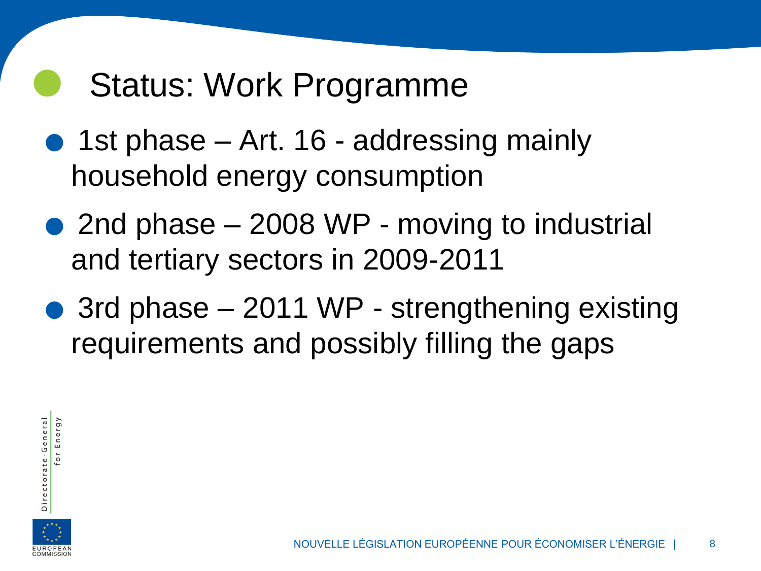# Status: Work Programme

- 1st phase – Art. 16 - addressing mainly household energy consumption
- 2nd phase – 2008 WP - moving to industrial and tertiary sectors in 2009-2011
- 3rd phase – 2011 WP - strengthening existing requirements and possibly filling the gaps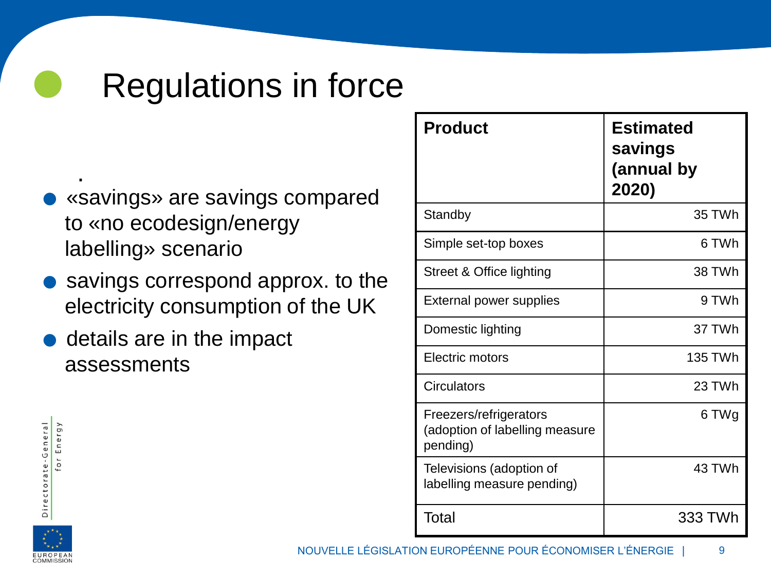# Regulations in force

.

- «savings» are savings compared to «no ecodesign/energy labelling» scenario
- savings correspond approx. to the electricity consumption of the UK
- details are in the impact assessments

| Product | Estimated savings (annual by 2020) |
|---|---|
| Standby | 35 TWh |
| Simple set-top boxes | 6 TWh |
| Street & Office lighting | 38 TWh |
| External power supplies | 9 TWh |
| Domestic lighting | 37 TWh |
| Electric motors | 135 TWh |
| Circulators | 23 TWh |
| Freezers/refrigerators (adoption of labelling measure pending) | 6 TWg |
| Televisions (adoption of labelling measure pending) | 43 TWh |
| Total | 333 TWh |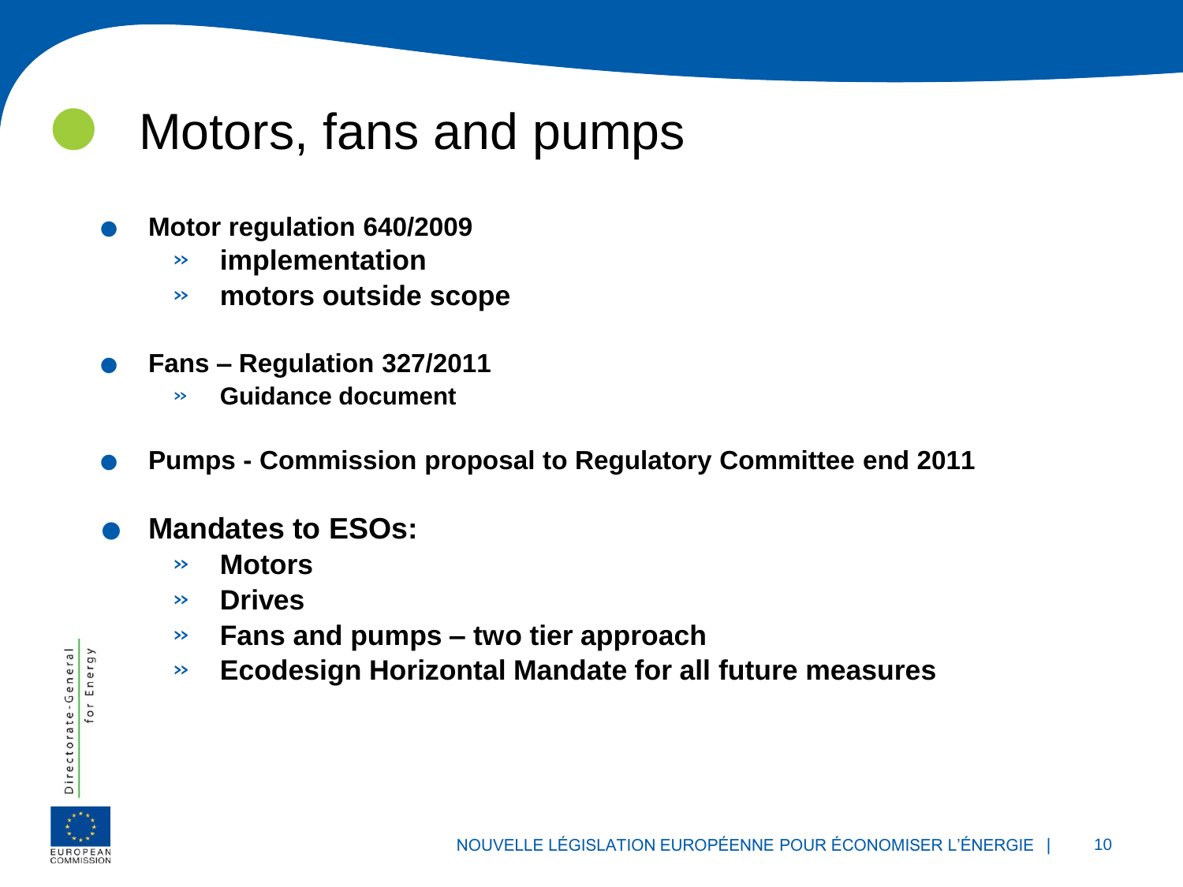# Motors, fans and pumps

- **Motor regulation 640/2009**
  - **implementation**
  - **motors outside scope**
- **Fans – Regulation 327/2011**
  - **Guidance document**
- **Pumps - Commission proposal to Regulatory Committee end 2011**
- **Mandates to ESOs:**
  - **Motors**
  - **Drives**
  - **Fans and pumps – two tier approach**
  - **Ecodesign Horizontal Mandate for all future measures**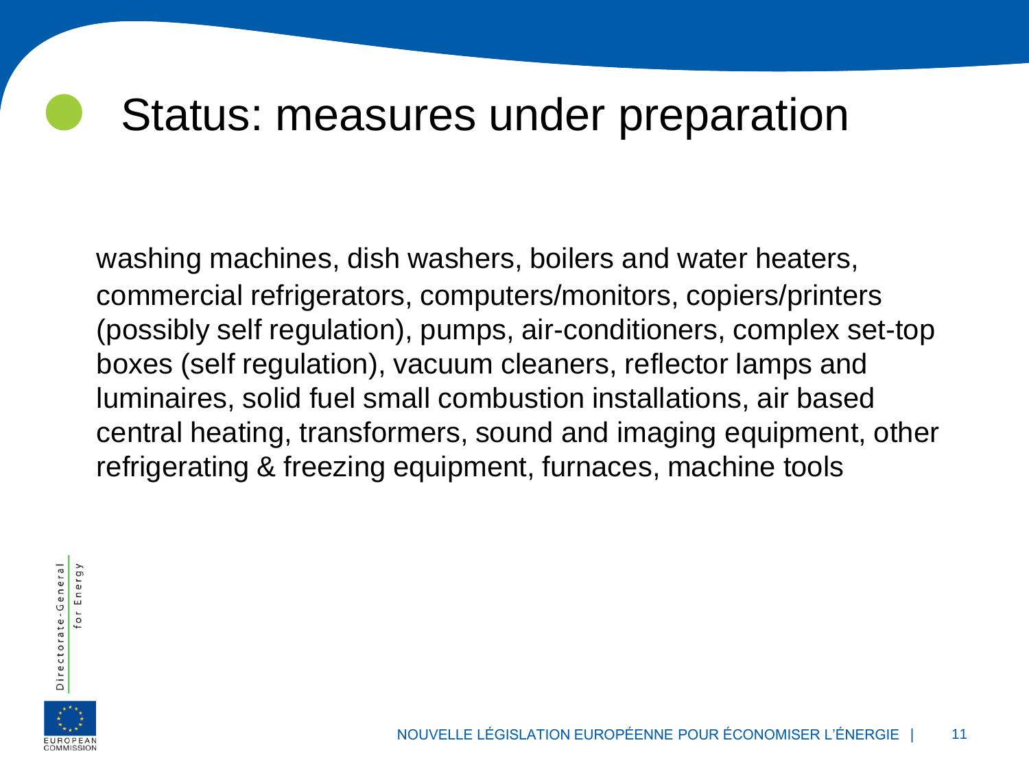# Status: measures under preparation

washing machines, dish washers, boilers and water heaters, commercial refrigerators, computers/monitors, copiers/printers (possibly self regulation), pumps, air-conditioners, complex set-top boxes (self regulation), vacuum cleaners, reflector lamps and luminaires, solid fuel small combustion installations, air based central heating, transformers, sound and imaging equipment, other refrigerating & freezing equipment, furnaces, machine tools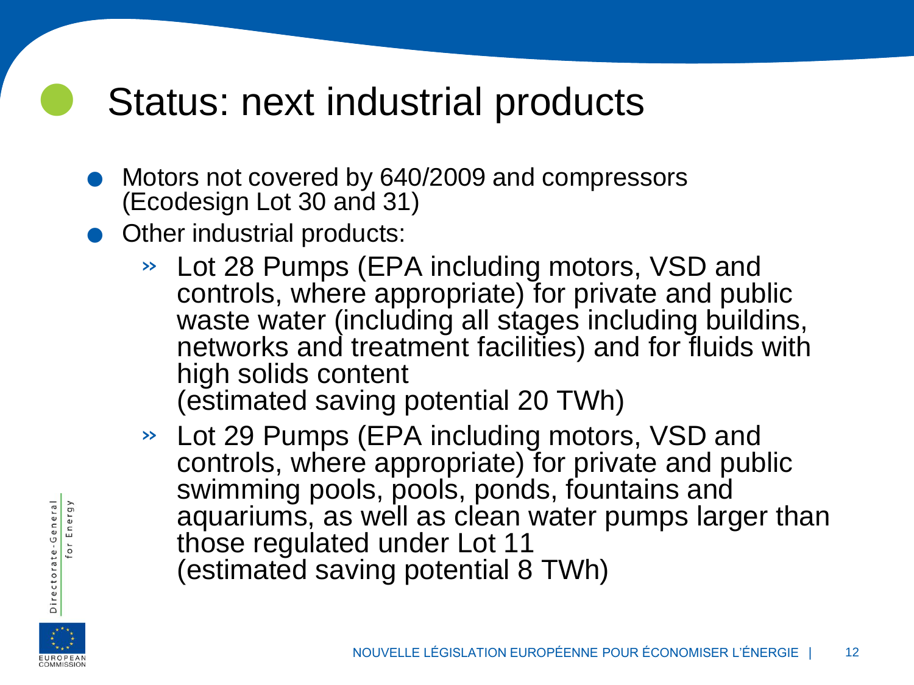# Status: next industrial products

- Motors not covered by 640/2009 and compressors (Ecodesign Lot 30 and 31)
- Other industrial products:
  - Lot 28 Pumps (EPA including motors, VSD and controls, where appropriate) for private and public waste water (including all stages including buildins, networks and treatment facilities) and for fluids with high solids content
    (estimated saving potential 20 TWh)
  - Lot 29 Pumps (EPA including motors, VSD and controls, where appropriate) for private and public swimming pools, pools, ponds, fountains and aquariums, as well as clean water pumps larger than those regulated under Lot 11
    (estimated saving potential 8 TWh)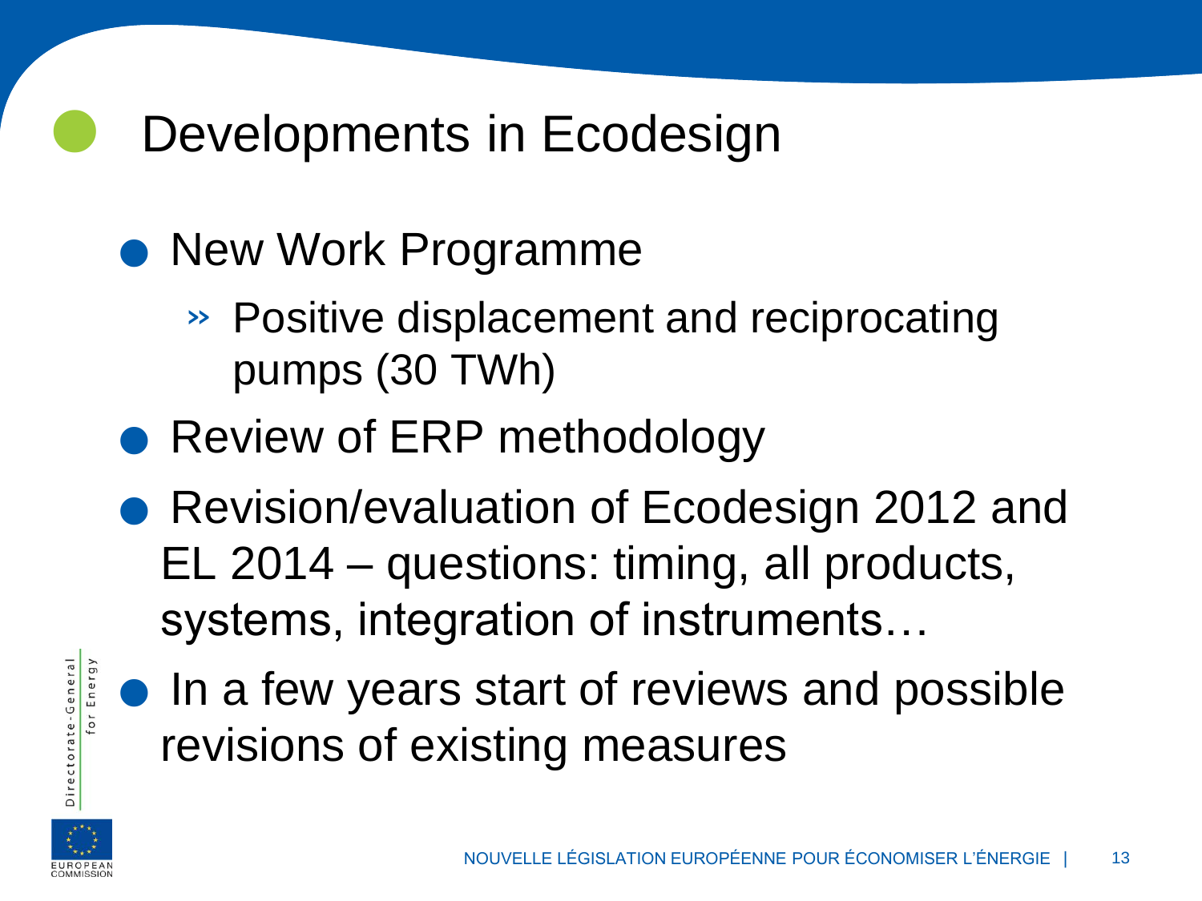# Developments in Ecodesign

- New Work Programme
  - Positive displacement and reciprocating pumps (30 TWh)
- Review of ERP methodology
- Revision/evaluation of Ecodesign 2012 and EL 2014 – questions: timing, all products, systems, integration of instruments…
- In a few years start of reviews and possible revisions of existing measures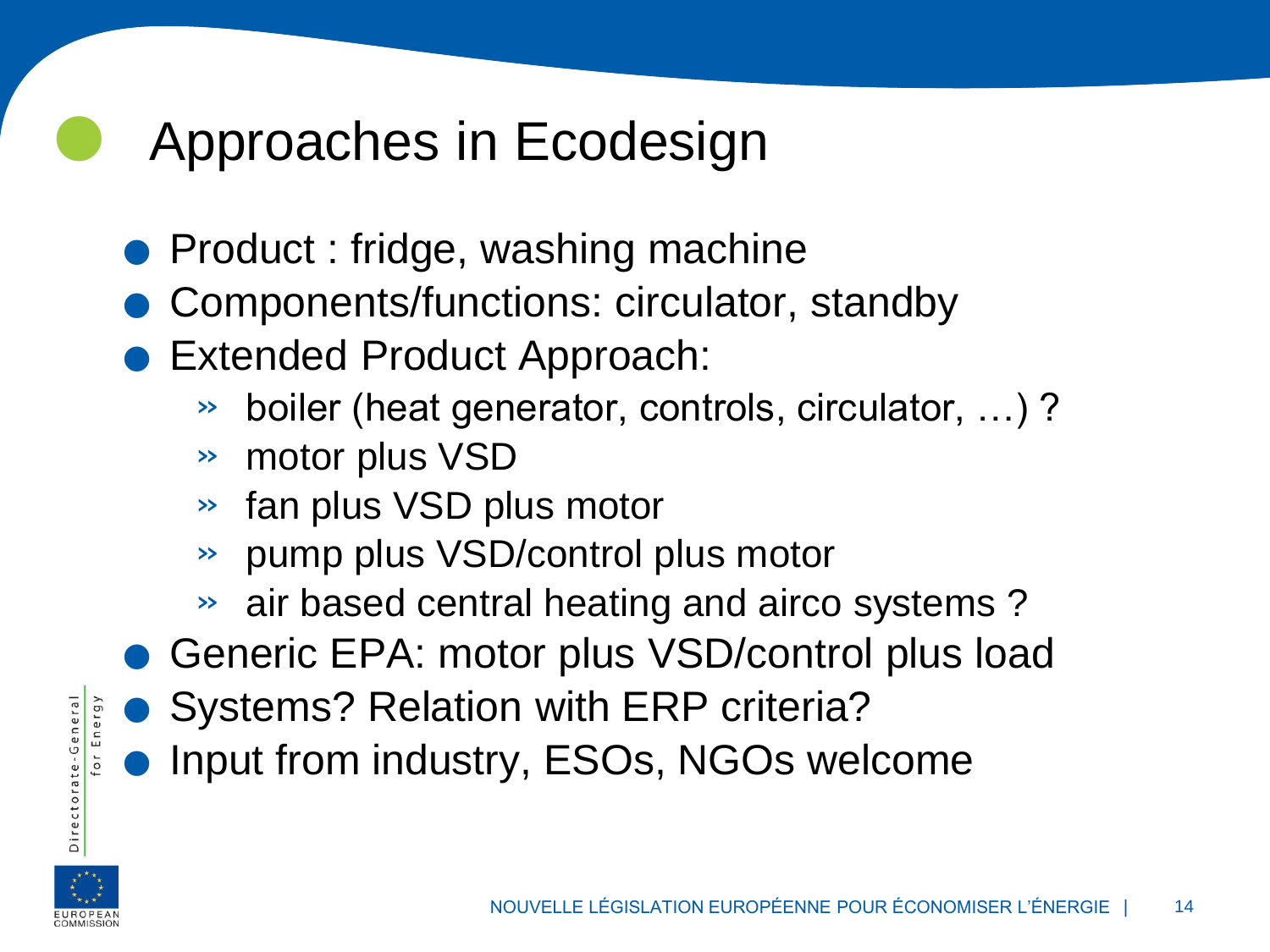# Approaches in Ecodesign

- Product : fridge, washing machine
- Components/functions: circulator, standby
- Extended Product Approach:
  - boiler (heat generator, controls, circulator, …) ?
  - motor plus VSD
  - fan plus VSD plus motor
  - pump plus VSD/control plus motor
  - air based central heating and airco systems ?
- Generic EPA: motor plus VSD/control plus load
- Systems? Relation with ERP criteria?
- Input from industry, ESOs, NGOs welcome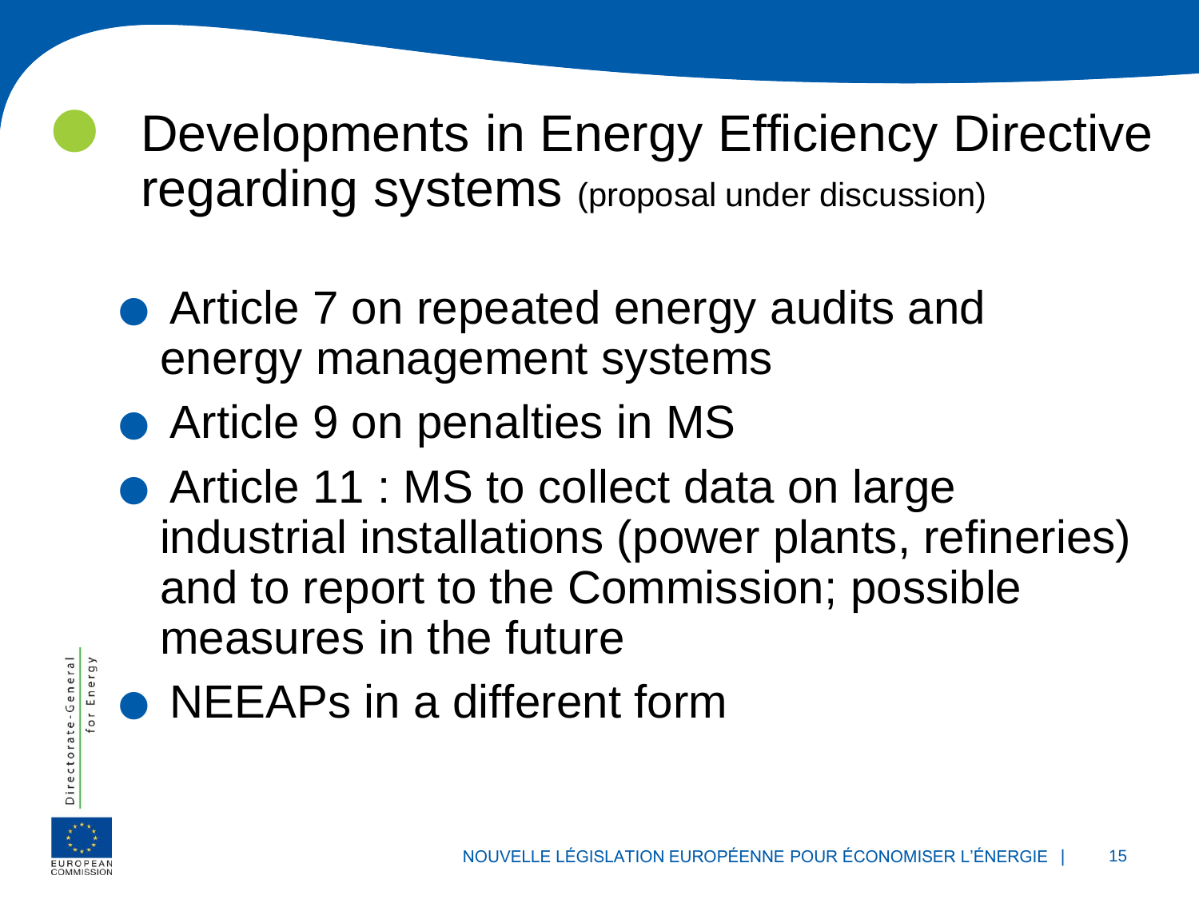# Developments in Energy Efficiency Directive regarding systems (proposal under discussion)

- Article 7 on repeated energy audits and energy management systems
- Article 9 on penalties in MS
- Article 11 : MS to collect data on large industrial installations (power plants, refineries) and to report to the Commission; possible measures in the future
- NEEAPs in a different form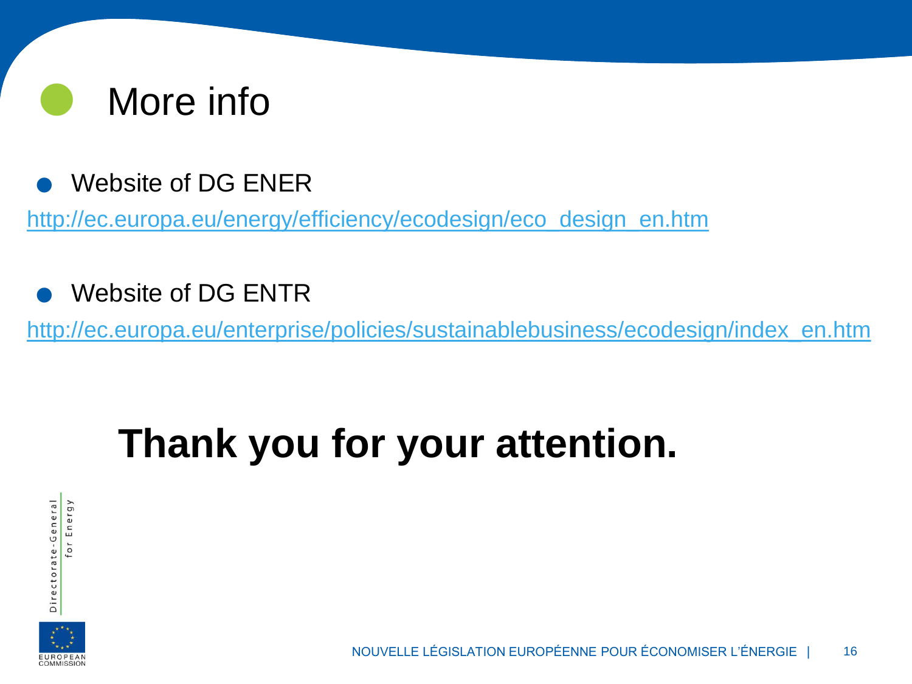# More info

- Website of DG ENER

http://ec.europa.eu/energy/efficiency/ecodesign/eco_design_en.htm

- Website of DG ENTR

http://ec.europa.eu/enterprise/policies/sustainablebusiness/ecodesign/index_en.htm

**Thank you for your attention.**